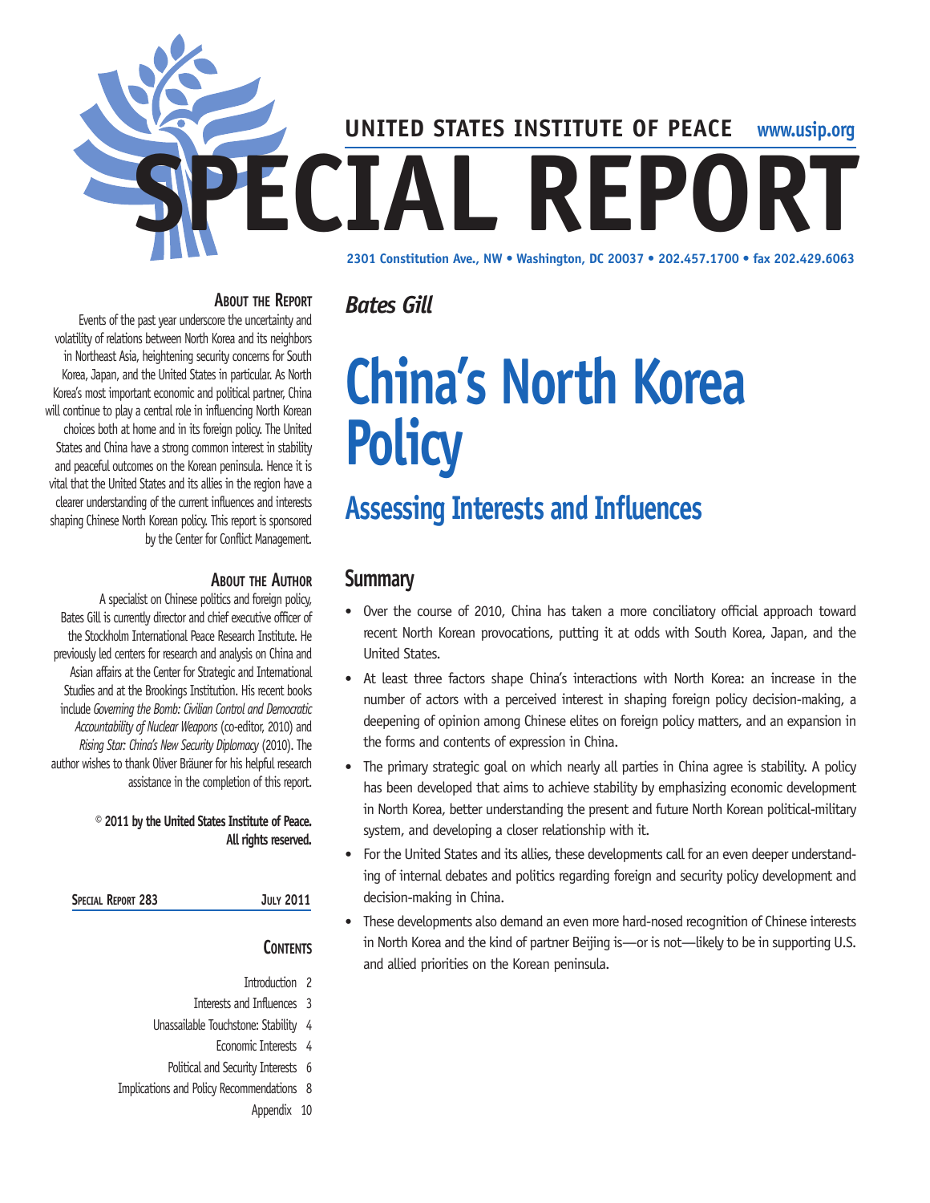# UNITED STATES INSTITUTE OF PEACE www.usip.org

# SPECIAL REPORT

2301 Constitution Ave., NW • Washington, DC 20037 • 202.457.1700 • fax 202.429.6063

### About the Report

Events of the past year underscore the uncertainty and volatility of relations between North Korea and its neighbors in Northeast Asia, heightening security concerns for South Korea, Japan, and the United States in particular. As North Korea's most important economic and political partner, China will continue to play a central role in influencing North Korean choices both at home and in its foreign policy. The United States and China have a strong common interest in stability and peaceful outcomes on the Korean peninsula. Hence it is vital that the United States and its allies in the region have a clearer understanding of the current influences and interests shaping Chinese North Korean policy. This report is sponsored by the Center for Conflict Management.

### About the Author

A specialist on Chinese politics and foreign policy, Bates Gill is currently director and chief executive officer of the Stockholm International Peace Research Institute. He previously led centers for research and analysis on China and Asian affairs at the Center for Strategic and International Studies and at the Brookings Institution. His recent books include *Governing the Bomb: Civilian Control and Democratic Accountability of Nuclear Weapons* (co-editor, 2010) and *Rising Star: China's New Security Diplomacy* (2010). The author wishes to thank Oliver Bräuner for his helpful research assistance in the completion of this report.

**© 2011 by the United States Institute of Peace. All rights reserved.**

**Special Report 283** **July 2011**

### Contents

- Introduction 2
- Interests and Influences 3
- Unassailable Touchstone: Stability 4
- Economic Interests 4
- Political and Security Interests 6
- Implications and Policy Recommendations 8
- Appendix 10

*Bates Gill*

# China's North Korea Policy

## Assessing Interests and Influences

## Summary

- Over the course of 2010, China has taken a more conciliatory official approach toward recent North Korean provocations, putting it at odds with South Korea, Japan, and the United States.
- At least three factors shape China's interactions with North Korea: an increase in the number of actors with a perceived interest in shaping foreign policy decision-making, a deepening of opinion among Chinese elites on foreign policy matters, and an expansion in the forms and contents of expression in China.
- The primary strategic goal on which nearly all parties in China agree is stability. A policy has been developed that aims to achieve stability by emphasizing economic development in North Korea, better understanding the present and future North Korean political-military system, and developing a closer relationship with it.
- For the United States and its allies, these developments call for an even deeper understanding of internal debates and politics regarding foreign and security policy development and decision-making in China.
- These developments also demand an even more hard-nosed recognition of Chinese interests in North Korea and the kind of partner Beijing is—or is not—likely to be in supporting U.S. and allied priorities on the Korean peninsula.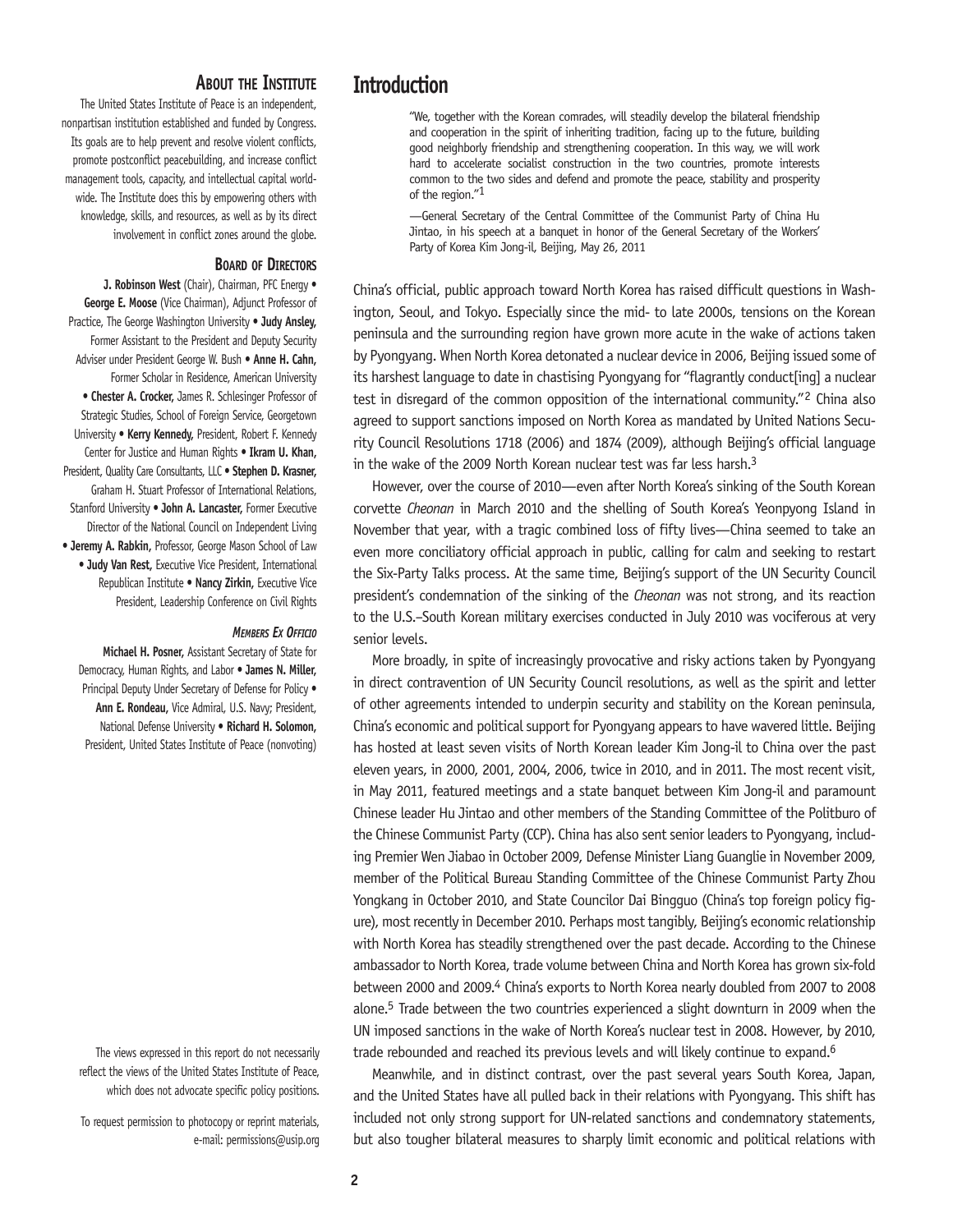## About the Institute

The United States Institute of Peace is an independent, nonpartisan institution established and funded by Congress. Its goals are to help prevent and resolve violent conflicts, promote postconflict peacebuilding, and increase conflict management tools, capacity, and intellectual capital worldwide. The Institute does this by empowering others with knowledge, skills, and resources, as well as by its direct involvement in conflict zones around the globe.

### Board of Directors

**J. Robinson West** (Chair), Chairman, PFC Energy • **George E. Moose** (Vice Chairman), Adjunct Professor of Practice, The George Washington University • **Judy Ansley,** Former Assistant to the President and Deputy Security Adviser under President George W. Bush • **Anne H. Cahn,** Former Scholar in Residence, American University • **Chester A. Crocker,** James R. Schlesinger Professor of Strategic Studies, School of Foreign Service, Georgetown University • **Kerry Kennedy,** President, Robert F. Kennedy Center for Justice and Human Rights • **Ikram U. Khan,** President, Quality Care Consultants, LLC • **Stephen D. Krasner,** Graham H. Stuart Professor of International Relations, Stanford University • **John A. Lancaster,** Former Executive Director of the National Council on Independent Living • **Jeremy A. Rabkin,** Professor, George Mason School of Law • **Judy Van Rest,** Executive Vice President, International Republican Institute • **Nancy Zirkin,** Executive Vice President, Leadership Conference on Civil Rights

#### *Members Ex Officio*

**Michael H. Posner,** Assistant Secretary of State for Democracy, Human Rights, and Labor • **James N. Miller,** Principal Deputy Under Secretary of Defense for Policy • **Ann E. Rondeau,** Vice Admiral, U.S. Navy; President, National Defense University • **Richard H. Solomon,** President, United States Institute of Peace (nonvoting)

The views expressed in this report do not necessarily reflect the views of the United States Institute of Peace, which does not advocate specific policy positions.

To request permission to photocopy or reprint materials, e-mail: permissions@usip.org

# Introduction

> "We, together with the Korean comrades, will steadily develop the bilateral friendship and cooperation in the spirit of inheriting tradition, facing up to the future, building good neighborly friendship and strengthening cooperation. In this way, we will work hard to accelerate socialist construction in the two countries, promote interests common to the two sides and defend and promote the peace, stability and prosperity of the region."[1]
>
> —General Secretary of the Central Committee of the Communist Party of China Hu Jintao, in his speech at a banquet in honor of the General Secretary of the Workers' Party of Korea Kim Jong-il, Beijing, May 26, 2011

China's official, public approach toward North Korea has raised difficult questions in Washington, Seoul, and Tokyo. Especially since the mid- to late 2000s, tensions on the Korean peninsula and the surrounding region have grown more acute in the wake of actions taken by Pyongyang. When North Korea detonated a nuclear device in 2006, Beijing issued some of its harshest language to date in chastising Pyongyang for "flagrantly conduct[ing] a nuclear test in disregard of the common opposition of the international community."[2] China also agreed to support sanctions imposed on North Korea as mandated by United Nations Security Council Resolutions 1718 (2006) and 1874 (2009), although Beijing's official language in the wake of the 2009 North Korean nuclear test was far less harsh.[3]

However, over the course of 2010—even after North Korea's sinking of the South Korean corvette *Cheonan* in March 2010 and the shelling of South Korea's Yeonpyong Island in November that year, with a tragic combined loss of fifty lives—China seemed to take an even more conciliatory official approach in public, calling for calm and seeking to restart the Six-Party Talks process. At the same time, Beijing's support of the UN Security Council president's condemnation of the sinking of the *Cheonan* was not strong, and its reaction to the U.S.–South Korean military exercises conducted in July 2010 was vociferous at very senior levels.

More broadly, in spite of increasingly provocative and risky actions taken by Pyongyang in direct contravention of UN Security Council resolutions, as well as the spirit and letter of other agreements intended to underpin security and stability on the Korean peninsula, China's economic and political support for Pyongyang appears to have wavered little. Beijing has hosted at least seven visits of North Korean leader Kim Jong-il to China over the past eleven years, in 2000, 2001, 2004, 2006, twice in 2010, and in 2011. The most recent visit, in May 2011, featured meetings and a state banquet between Kim Jong-il and paramount Chinese leader Hu Jintao and other members of the Standing Committee of the Politburo of the Chinese Communist Party (CCP). China has also sent senior leaders to Pyongyang, including Premier Wen Jiabao in October 2009, Defense Minister Liang Guanglie in November 2009, member of the Political Bureau Standing Committee of the Chinese Communist Party Zhou Yongkang in October 2010, and State Councilor Dai Bingguo (China's top foreign policy figure), most recently in December 2010. Perhaps most tangibly, Beijing's economic relationship with North Korea has steadily strengthened over the past decade. According to the Chinese ambassador to North Korea, trade volume between China and North Korea has grown six-fold between 2000 and 2009.[4] China's exports to North Korea nearly doubled from 2007 to 2008 alone.[5] Trade between the two countries experienced a slight downturn in 2009 when the UN imposed sanctions in the wake of North Korea's nuclear test in 2008. However, by 2010, trade rebounded and reached its previous levels and will likely continue to expand.[6]

Meanwhile, and in distinct contrast, over the past several years South Korea, Japan, and the United States have all pulled back in their relations with Pyongyang. This shift has included not only strong support for UN-related sanctions and condemnatory statements, but also tougher bilateral measures to sharply limit economic and political relations with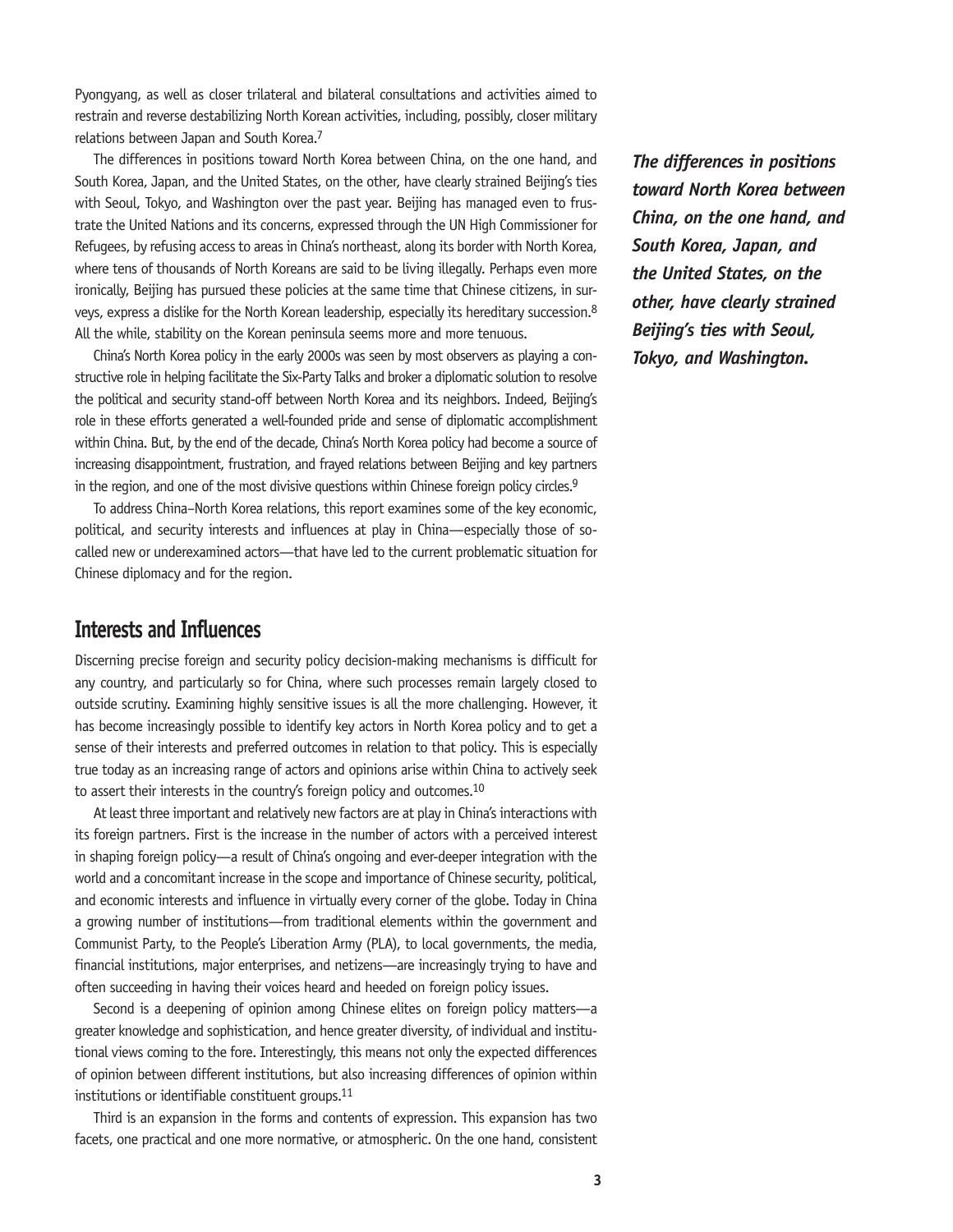Pyongyang, as well as closer trilateral and bilateral consultations and activities aimed to restrain and reverse destabilizing North Korean activities, including, possibly, closer military relations between Japan and South Korea.[7]

The differences in positions toward North Korea between China, on the one hand, and South Korea, Japan, and the United States, on the other, have clearly strained Beijing's ties with Seoul, Tokyo, and Washington over the past year. Beijing has managed even to frustrate the United Nations and its concerns, expressed through the UN High Commissioner for Refugees, by refusing access to areas in China's northeast, along its border with North Korea, where tens of thousands of North Koreans are said to be living illegally. Perhaps even more ironically, Beijing has pursued these policies at the same time that Chinese citizens, in surveys, express a dislike for the North Korean leadership, especially its hereditary succession.[8] All the while, stability on the Korean peninsula seems more and more tenuous.

***The differences in positions toward North Korea between China, on the one hand, and South Korea, Japan, and the United States, on the other, have clearly strained Beijing's ties with Seoul, Tokyo, and Washington.***

China's North Korea policy in the early 2000s was seen by most observers as playing a constructive role in helping facilitate the Six-Party Talks and broker a diplomatic solution to resolve the political and security stand-off between North Korea and its neighbors. Indeed, Beijing's role in these efforts generated a well-founded pride and sense of diplomatic accomplishment within China. But, by the end of the decade, China's North Korea policy had become a source of increasing disappointment, frustration, and frayed relations between Beijing and key partners in the region, and one of the most divisive questions within Chinese foreign policy circles.[9]

To address China–North Korea relations, this report examines some of the key economic, political, and security interests and influences at play in China—especially those of so-called new or underexamined actors—that have led to the current problematic situation for Chinese diplomacy and for the region.

## Interests and Influences

Discerning precise foreign and security policy decision-making mechanisms is difficult for any country, and particularly so for China, where such processes remain largely closed to outside scrutiny. Examining highly sensitive issues is all the more challenging. However, it has become increasingly possible to identify key actors in North Korea policy and to get a sense of their interests and preferred outcomes in relation to that policy. This is especially true today as an increasing range of actors and opinions arise within China to actively seek to assert their interests in the country's foreign policy and outcomes.[10]

At least three important and relatively new factors are at play in China's interactions with its foreign partners. First is the increase in the number of actors with a perceived interest in shaping foreign policy—a result of China's ongoing and ever-deeper integration with the world and a concomitant increase in the scope and importance of Chinese security, political, and economic interests and influence in virtually every corner of the globe. Today in China a growing number of institutions—from traditional elements within the government and Communist Party, to the People's Liberation Army (PLA), to local governments, the media, financial institutions, major enterprises, and netizens—are increasingly trying to have and often succeeding in having their voices heard and heeded on foreign policy issues.

Second is a deepening of opinion among Chinese elites on foreign policy matters—a greater knowledge and sophistication, and hence greater diversity, of individual and institutional views coming to the fore. Interestingly, this means not only the expected differences of opinion between different institutions, but also increasing differences of opinion within institutions or identifiable constituent groups.[11]

Third is an expansion in the forms and contents of expression. This expansion has two facets, one practical and one more normative, or atmospheric. On the one hand, consistent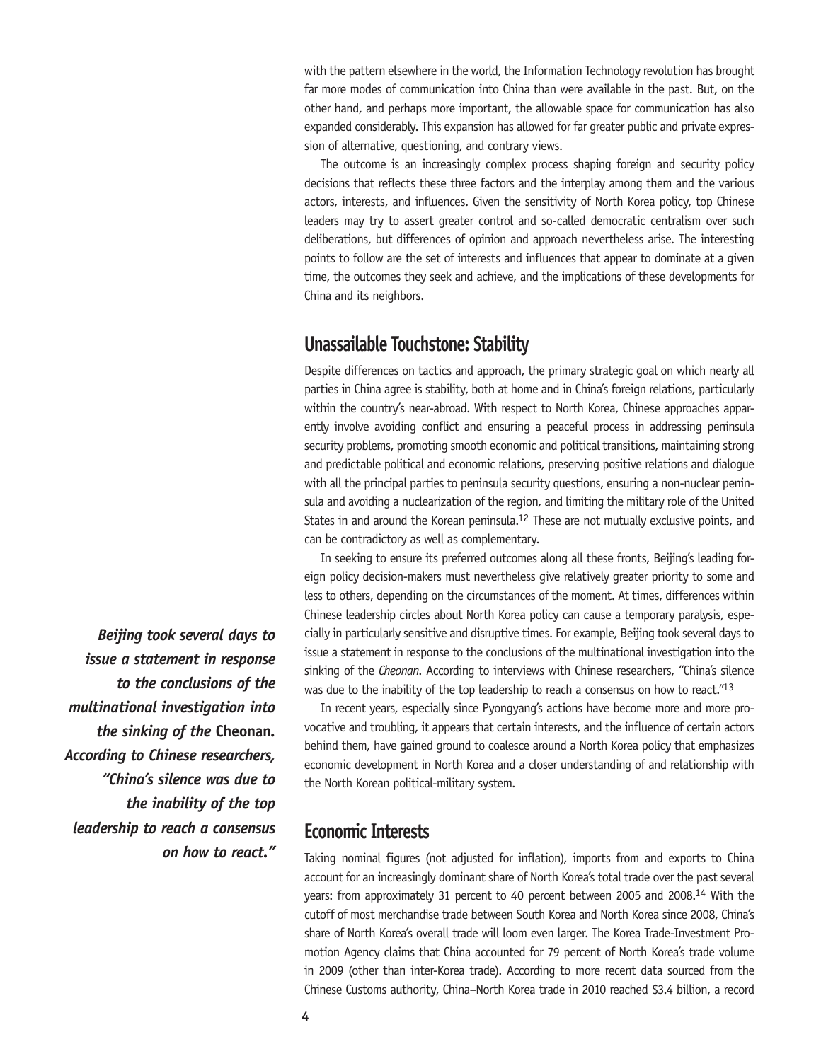with the pattern elsewhere in the world, the Information Technology revolution has brought far more modes of communication into China than were available in the past. But, on the other hand, and perhaps more important, the allowable space for communication has also expanded considerably. This expansion has allowed for far greater public and private expression of alternative, questioning, and contrary views.

The outcome is an increasingly complex process shaping foreign and security policy decisions that reflects these three factors and the interplay among them and the various actors, interests, and influences. Given the sensitivity of North Korea policy, top Chinese leaders may try to assert greater control and so-called democratic centralism over such deliberations, but differences of opinion and approach nevertheless arise. The interesting points to follow are the set of interests and influences that appear to dominate at a given time, the outcomes they seek and achieve, and the implications of these developments for China and its neighbors.

## Unassailable Touchstone: Stability

Despite differences on tactics and approach, the primary strategic goal on which nearly all parties in China agree is stability, both at home and in China's foreign relations, particularly within the country's near-abroad. With respect to North Korea, Chinese approaches apparently involve avoiding conflict and ensuring a peaceful process in addressing peninsula security problems, promoting smooth economic and political transitions, maintaining strong and predictable political and economic relations, preserving positive relations and dialogue with all the principal parties to peninsula security questions, ensuring a non-nuclear peninsula and avoiding a nuclearization of the region, and limiting the military role of the United States in and around the Korean peninsula.[12] These are not mutually exclusive points, and can be contradictory as well as complementary.

In seeking to ensure its preferred outcomes along all these fronts, Beijing's leading foreign policy decision-makers must nevertheless give relatively greater priority to some and less to others, depending on the circumstances of the moment. At times, differences within Chinese leadership circles about North Korea policy can cause a temporary paralysis, especially in particularly sensitive and disruptive times. For example, Beijing took several days to issue a statement in response to the conclusions of the multinational investigation into the sinking of the *Cheonan*. According to interviews with Chinese researchers, "China's silence was due to the inability of the top leadership to reach a consensus on how to react."[13]

***Beijing took several days to issue a statement in response to the conclusions of the multinational investigation into the sinking of the* Cheonan. *According to Chinese researchers, "China's silence was due to the inability of the top leadership to reach a consensus on how to react."***

In recent years, especially since Pyongyang's actions have become more and more provocative and troubling, it appears that certain interests, and the influence of certain actors behind them, have gained ground to coalesce around a North Korea policy that emphasizes economic development in North Korea and a closer understanding of and relationship with the North Korean political-military system.

## Economic Interests

Taking nominal figures (not adjusted for inflation), imports from and exports to China account for an increasingly dominant share of North Korea's total trade over the past several years: from approximately 31 percent to 40 percent between 2005 and 2008.[14] With the cutoff of most merchandise trade between South Korea and North Korea since 2008, China's share of North Korea's overall trade will loom even larger. The Korea Trade-Investment Promotion Agency claims that China accounted for 79 percent of North Korea's trade volume in 2009 (other than inter-Korea trade). According to more recent data sourced from the Chinese Customs authority, China–North Korea trade in 2010 reached $3.4 billion, a record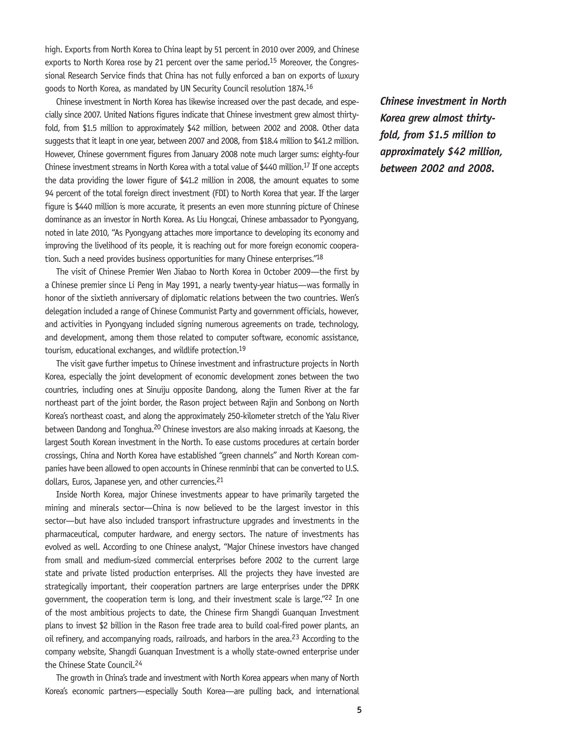high. Exports from North Korea to China leapt by 51 percent in 2010 over 2009, and Chinese exports to North Korea rose by 21 percent over the same period.[15] Moreover, the Congressional Research Service finds that China has not fully enforced a ban on exports of luxury goods to North Korea, as mandated by UN Security Council resolution 1874.[16]

Chinese investment in North Korea has likewise increased over the past decade, and especially since 2007. United Nations figures indicate that Chinese investment grew almost thirtyfold, from $1.5 million to approximately $42 million, between 2002 and 2008. Other data suggests that it leapt in one year, between 2007 and 2008, from $18.4 million to $41.2 million. However, Chinese government figures from January 2008 note much larger sums: eighty-four Chinese investment streams in North Korea with a total value of $440 million.[17] If one accepts the data providing the lower figure of $41.2 million in 2008, the amount equates to some 94 percent of the total foreign direct investment (FDI) to North Korea that year. If the larger figure is $440 million is more accurate, it presents an even more stunning picture of Chinese dominance as an investor in North Korea. As Liu Hongcai, Chinese ambassador to Pyongyang, noted in late 2010, "As Pyongyang attaches more importance to developing its economy and improving the livelihood of its people, it is reaching out for more foreign economic cooperation. Such a need provides business opportunities for many Chinese enterprises."[18]

***Chinese investment in North Korea grew almost thirty-fold, from $1.5 million to approximately $42 million, between 2002 and 2008.***

The visit of Chinese Premier Wen Jiabao to North Korea in October 2009—the first by a Chinese premier since Li Peng in May 1991, a nearly twenty-year hiatus—was formally in honor of the sixtieth anniversary of diplomatic relations between the two countries. Wen's delegation included a range of Chinese Communist Party and government officials, however, and activities in Pyongyang included signing numerous agreements on trade, technology, and development, among them those related to computer software, economic assistance, tourism, educational exchanges, and wildlife protection.[19]

The visit gave further impetus to Chinese investment and infrastructure projects in North Korea, especially the joint development of economic development zones between the two countries, including ones at Sinuiju opposite Dandong, along the Tumen River at the far northeast part of the joint border, the Rason project between Rajin and Sonbong on North Korea's northeast coast, and along the approximately 250-kilometer stretch of the Yalu River between Dandong and Tonghua.[20] Chinese investors are also making inroads at Kaesong, the largest South Korean investment in the North. To ease customs procedures at certain border crossings, China and North Korea have established "green channels" and North Korean companies have been allowed to open accounts in Chinese renminbi that can be converted to U.S. dollars, Euros, Japanese yen, and other currencies.[21]

Inside North Korea, major Chinese investments appear to have primarily targeted the mining and minerals sector—China is now believed to be the largest investor in this sector—but have also included transport infrastructure upgrades and investments in the pharmaceutical, computer hardware, and energy sectors. The nature of investments has evolved as well. According to one Chinese analyst, "Major Chinese investors have changed from small and medium-sized commercial enterprises before 2002 to the current large state and private listed production enterprises. All the projects they have invested are strategically important, their cooperation partners are large enterprises under the DPRK government, the cooperation term is long, and their investment scale is large."[22] In one of the most ambitious projects to date, the Chinese firm Shangdi Guanquan Investment plans to invest $2 billion in the Rason free trade area to build coal-fired power plants, an oil refinery, and accompanying roads, railroads, and harbors in the area.[23] According to the company website, Shangdi Guanquan Investment is a wholly state-owned enterprise under the Chinese State Council.[24]

The growth in China's trade and investment with North Korea appears when many of North Korea's economic partners—especially South Korea—are pulling back, and international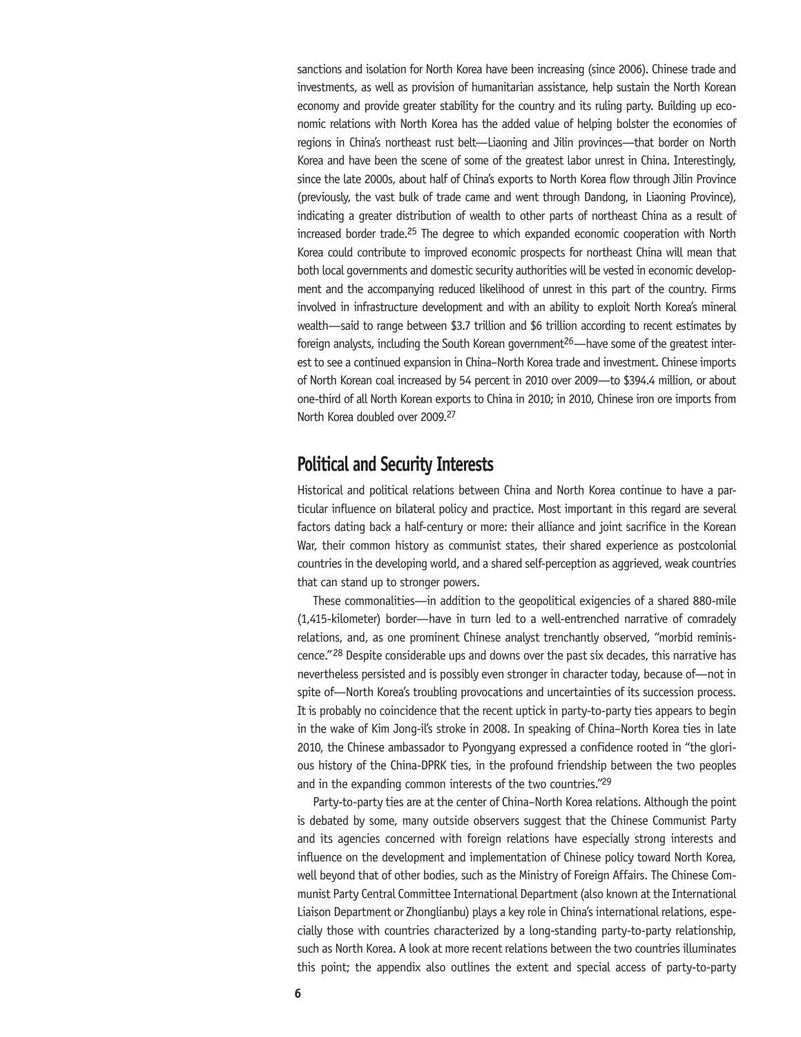sanctions and isolation for North Korea have been increasing (since 2006). Chinese trade and investments, as well as provision of humanitarian assistance, help sustain the North Korean economy and provide greater stability for the country and its ruling party. Building up economic relations with North Korea has the added value of helping bolster the economies of regions in China's northeast rust belt—Liaoning and Jilin provinces—that border on North Korea and have been the scene of some of the greatest labor unrest in China. Interestingly, since the late 2000s, about half of China's exports to North Korea flow through Jilin Province (previously, the vast bulk of trade came and went through Dandong, in Liaoning Province), indicating a greater distribution of wealth to other parts of northeast China as a result of increased border trade.[25] The degree to which expanded economic cooperation with North Korea could contribute to improved economic prospects for northeast China will mean that both local governments and domestic security authorities will be vested in economic development and the accompanying reduced likelihood of unrest in this part of the country. Firms involved in infrastructure development and with an ability to exploit North Korea's mineral wealth—said to range between $3.7 trillion and $6 trillion according to recent estimates by foreign analysts, including the South Korean government[26]—have some of the greatest interest to see a continued expansion in China–North Korea trade and investment. Chinese imports of North Korean coal increased by 54 percent in 2010 over 2009—to $394.4 million, or about one-third of all North Korean exports to China in 2010; in 2010, Chinese iron ore imports from North Korea doubled over 2009.[27]

## Political and Security Interests

Historical and political relations between China and North Korea continue to have a particular influence on bilateral policy and practice. Most important in this regard are several factors dating back a half-century or more: their alliance and joint sacrifice in the Korean War, their common history as communist states, their shared experience as postcolonial countries in the developing world, and a shared self-perception as aggrieved, weak countries that can stand up to stronger powers.

These commonalities—in addition to the geopolitical exigencies of a shared 880-mile (1,415-kilometer) border—have in turn led to a well-entrenched narrative of comradely relations, and, as one prominent Chinese analyst trenchantly observed, "morbid reminiscence."[28] Despite considerable ups and downs over the past six decades, this narrative has nevertheless persisted and is possibly even stronger in character today, because of—not in spite of—North Korea's troubling provocations and uncertainties of its succession process. It is probably no coincidence that the recent uptick in party-to-party ties appears to begin in the wake of Kim Jong-il's stroke in 2008. In speaking of China–North Korea ties in late 2010, the Chinese ambassador to Pyongyang expressed a confidence rooted in "the glorious history of the China-DPRK ties, in the profound friendship between the two peoples and in the expanding common interests of the two countries."[29]

Party-to-party ties are at the center of China–North Korea relations. Although the point is debated by some, many outside observers suggest that the Chinese Communist Party and its agencies concerned with foreign relations have especially strong interests and influence on the development and implementation of Chinese policy toward North Korea, well beyond that of other bodies, such as the Ministry of Foreign Affairs. The Chinese Communist Party Central Committee International Department (also known at the International Liaison Department or Zhonglianbu) plays a key role in China's international relations, especially those with countries characterized by a long-standing party-to-party relationship, such as North Korea. A look at more recent relations between the two countries illuminates this point; the appendix also outlines the extent and special access of party-to-party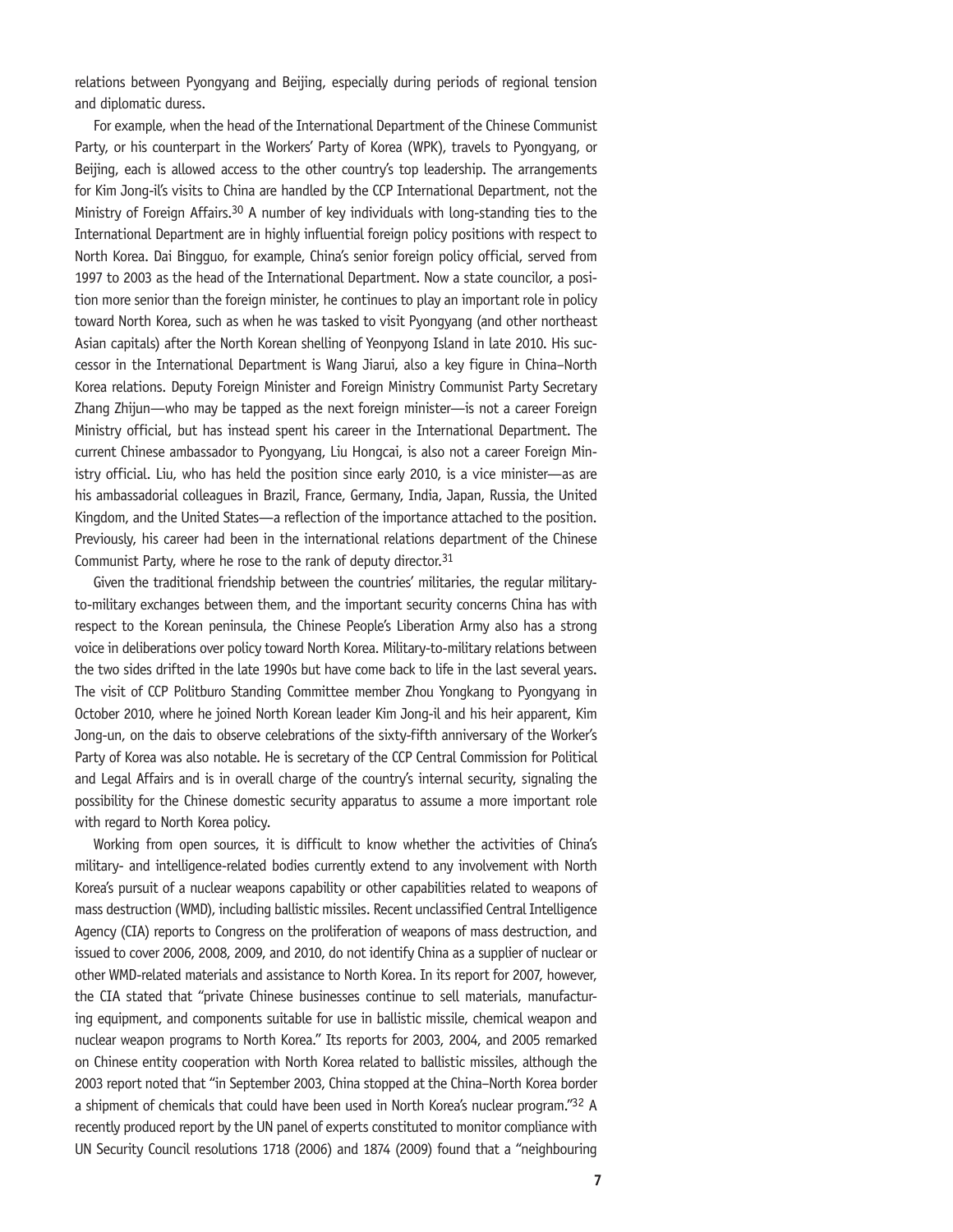relations between Pyongyang and Beijing, especially during periods of regional tension and diplomatic duress.

For example, when the head of the International Department of the Chinese Communist Party, or his counterpart in the Workers' Party of Korea (WPK), travels to Pyongyang, or Beijing, each is allowed access to the other country's top leadership. The arrangements for Kim Jong-il's visits to China are handled by the CCP International Department, not the Ministry of Foreign Affairs.[30] A number of key individuals with long-standing ties to the International Department are in highly influential foreign policy positions with respect to North Korea. Dai Bingguo, for example, China's senior foreign policy official, served from 1997 to 2003 as the head of the International Department. Now a state councilor, a position more senior than the foreign minister, he continues to play an important role in policy toward North Korea, such as when he was tasked to visit Pyongyang (and other northeast Asian capitals) after the North Korean shelling of Yeonpyong Island in late 2010. His successor in the International Department is Wang Jiarui, also a key figure in China–North Korea relations. Deputy Foreign Minister and Foreign Ministry Communist Party Secretary Zhang Zhijun—who may be tapped as the next foreign minister—is not a career Foreign Ministry official, but has instead spent his career in the International Department. The current Chinese ambassador to Pyongyang, Liu Hongcai, is also not a career Foreign Ministry official. Liu, who has held the position since early 2010, is a vice minister—as are his ambassadorial colleagues in Brazil, France, Germany, India, Japan, Russia, the United Kingdom, and the United States—a reflection of the importance attached to the position. Previously, his career had been in the international relations department of the Chinese Communist Party, where he rose to the rank of deputy director.[31]

Given the traditional friendship between the countries' militaries, the regular military-to-military exchanges between them, and the important security concerns China has with respect to the Korean peninsula, the Chinese People's Liberation Army also has a strong voice in deliberations over policy toward North Korea. Military-to-military relations between the two sides drifted in the late 1990s but have come back to life in the last several years. The visit of CCP Politburo Standing Committee member Zhou Yongkang to Pyongyang in October 2010, where he joined North Korean leader Kim Jong-il and his heir apparent, Kim Jong-un, on the dais to observe celebrations of the sixty-fifth anniversary of the Worker's Party of Korea was also notable. He is secretary of the CCP Central Commission for Political and Legal Affairs and is in overall charge of the country's internal security, signaling the possibility for the Chinese domestic security apparatus to assume a more important role with regard to North Korea policy.

Working from open sources, it is difficult to know whether the activities of China's military- and intelligence-related bodies currently extend to any involvement with North Korea's pursuit of a nuclear weapons capability or other capabilities related to weapons of mass destruction (WMD), including ballistic missiles. Recent unclassified Central Intelligence Agency (CIA) reports to Congress on the proliferation of weapons of mass destruction, and issued to cover 2006, 2008, 2009, and 2010, do not identify China as a supplier of nuclear or other WMD-related materials and assistance to North Korea. In its report for 2007, however, the CIA stated that "private Chinese businesses continue to sell materials, manufacturing equipment, and components suitable for use in ballistic missile, chemical weapon and nuclear weapon programs to North Korea." Its reports for 2003, 2004, and 2005 remarked on Chinese entity cooperation with North Korea related to ballistic missiles, although the 2003 report noted that "in September 2003, China stopped at the China–North Korea border a shipment of chemicals that could have been used in North Korea's nuclear program."[32] A recently produced report by the UN panel of experts constituted to monitor compliance with UN Security Council resolutions 1718 (2006) and 1874 (2009) found that a "neighbouring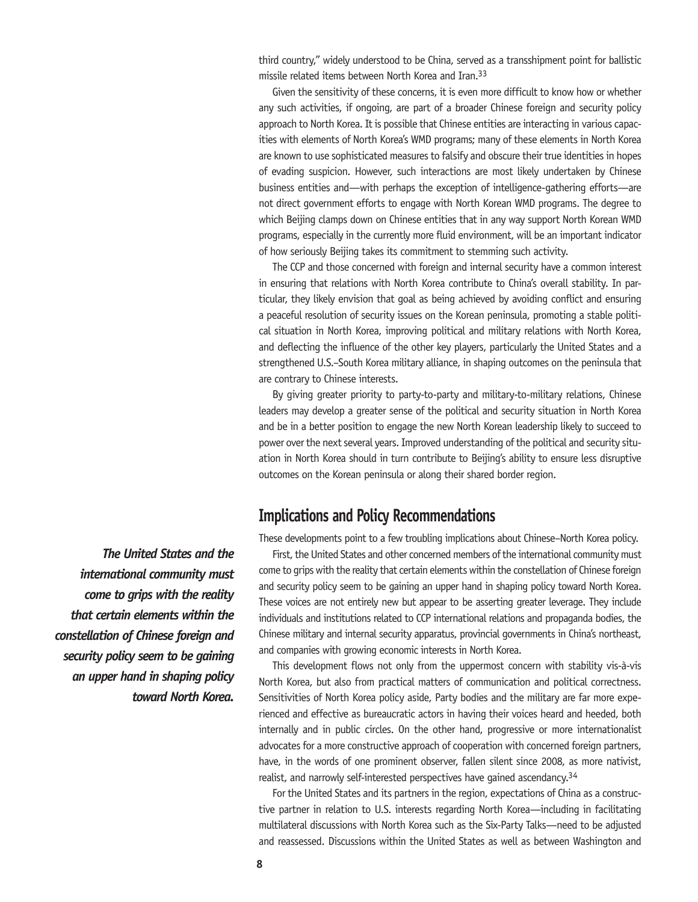third country," widely understood to be China, served as a transshipment point for ballistic missile related items between North Korea and Iran.[33]

Given the sensitivity of these concerns, it is even more difficult to know how or whether any such activities, if ongoing, are part of a broader Chinese foreign and security policy approach to North Korea. It is possible that Chinese entities are interacting in various capacities with elements of North Korea's WMD programs; many of these elements in North Korea are known to use sophisticated measures to falsify and obscure their true identities in hopes of evading suspicion. However, such interactions are most likely undertaken by Chinese business entities and—with perhaps the exception of intelligence-gathering efforts—are not direct government efforts to engage with North Korean WMD programs. The degree to which Beijing clamps down on Chinese entities that in any way support North Korean WMD programs, especially in the currently more fluid environment, will be an important indicator of how seriously Beijing takes its commitment to stemming such activity.

The CCP and those concerned with foreign and internal security have a common interest in ensuring that relations with North Korea contribute to China's overall stability. In particular, they likely envision that goal as being achieved by avoiding conflict and ensuring a peaceful resolution of security issues on the Korean peninsula, promoting a stable political situation in North Korea, improving political and military relations with North Korea, and deflecting the influence of the other key players, particularly the United States and a strengthened U.S.–South Korea military alliance, in shaping outcomes on the peninsula that are contrary to Chinese interests.

By giving greater priority to party-to-party and military-to-military relations, Chinese leaders may develop a greater sense of the political and security situation in North Korea and be in a better position to engage the new North Korean leadership likely to succeed to power over the next several years. Improved understanding of the political and security situation in North Korea should in turn contribute to Beijing's ability to ensure less disruptive outcomes on the Korean peninsula or along their shared border region.

## Implications and Policy Recommendations

These developments point to a few troubling implications about Chinese–North Korea policy.

***The United States and the international community must come to grips with the reality that certain elements within the constellation of Chinese foreign and security policy seem to be gaining an upper hand in shaping policy toward North Korea.***

First, the United States and other concerned members of the international community must come to grips with the reality that certain elements within the constellation of Chinese foreign and security policy seem to be gaining an upper hand in shaping policy toward North Korea. These voices are not entirely new but appear to be asserting greater leverage. They include individuals and institutions related to CCP international relations and propaganda bodies, the Chinese military and internal security apparatus, provincial governments in China's northeast, and companies with growing economic interests in North Korea.

This development flows not only from the uppermost concern with stability vis-à-vis North Korea, but also from practical matters of communication and political correctness. Sensitivities of North Korea policy aside, Party bodies and the military are far more experienced and effective as bureaucratic actors in having their voices heard and heeded, both internally and in public circles. On the other hand, progressive or more internationalist advocates for a more constructive approach of cooperation with concerned foreign partners, have, in the words of one prominent observer, fallen silent since 2008, as more nativist, realist, and narrowly self-interested perspectives have gained ascendancy.[34]

For the United States and its partners in the region, expectations of China as a constructive partner in relation to U.S. interests regarding North Korea—including in facilitating multilateral discussions with North Korea such as the Six-Party Talks—need to be adjusted and reassessed. Discussions within the United States as well as between Washington and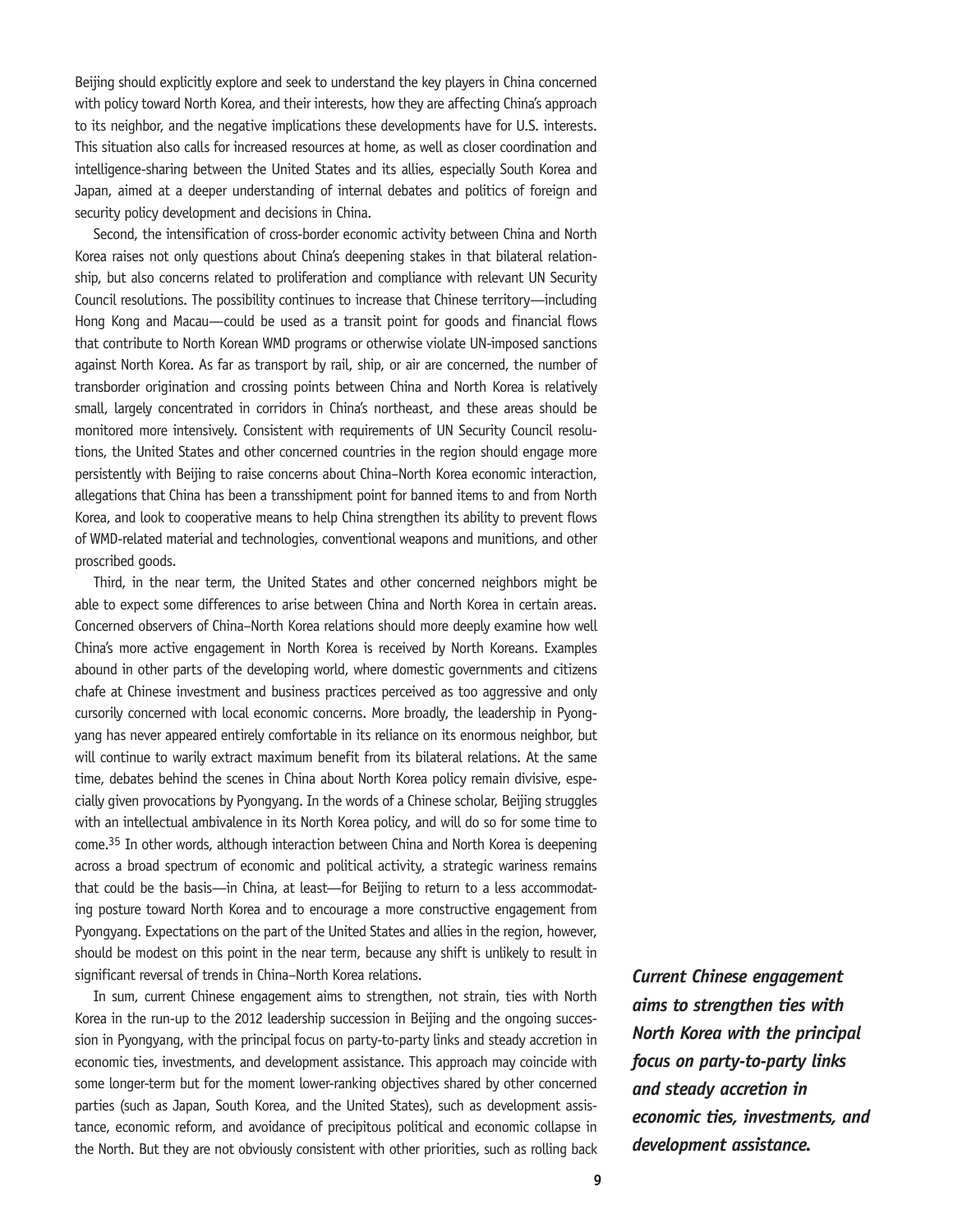Beijing should explicitly explore and seek to understand the key players in China concerned with policy toward North Korea, and their interests, how they are affecting China's approach to its neighbor, and the negative implications these developments have for U.S. interests. This situation also calls for increased resources at home, as well as closer coordination and intelligence-sharing between the United States and its allies, especially South Korea and Japan, aimed at a deeper understanding of internal debates and politics of foreign and security policy development and decisions in China.

Second, the intensification of cross-border economic activity between China and North Korea raises not only questions about China's deepening stakes in that bilateral relationship, but also concerns related to proliferation and compliance with relevant UN Security Council resolutions. The possibility continues to increase that Chinese territory—including Hong Kong and Macau—could be used as a transit point for goods and financial flows that contribute to North Korean WMD programs or otherwise violate UN-imposed sanctions against North Korea. As far as transport by rail, ship, or air are concerned, the number of transborder origination and crossing points between China and North Korea is relatively small, largely concentrated in corridors in China's northeast, and these areas should be monitored more intensively. Consistent with requirements of UN Security Council resolutions, the United States and other concerned countries in the region should engage more persistently with Beijing to raise concerns about China–North Korea economic interaction, allegations that China has been a transshipment point for banned items to and from North Korea, and look to cooperative means to help China strengthen its ability to prevent flows of WMD-related material and technologies, conventional weapons and munitions, and other proscribed goods.

Third, in the near term, the United States and other concerned neighbors might be able to expect some differences to arise between China and North Korea in certain areas. Concerned observers of China–North Korea relations should more deeply examine how well China's more active engagement in North Korea is received by North Koreans. Examples abound in other parts of the developing world, where domestic governments and citizens chafe at Chinese investment and business practices perceived as too aggressive and only cursorily concerned with local economic concerns. More broadly, the leadership in Pyongyang has never appeared entirely comfortable in its reliance on its enormous neighbor, but will continue to warily extract maximum benefit from its bilateral relations. At the same time, debates behind the scenes in China about North Korea policy remain divisive, especially given provocations by Pyongyang. In the words of a Chinese scholar, Beijing struggles with an intellectual ambivalence in its North Korea policy, and will do so for some time to come.[35] In other words, although interaction between China and North Korea is deepening across a broad spectrum of economic and political activity, a strategic wariness remains that could be the basis—in China, at least—for Beijing to return to a less accommodating posture toward North Korea and to encourage a more constructive engagement from Pyongyang. Expectations on the part of the United States and allies in the region, however, should be modest on this point in the near term, because any shift is unlikely to result in significant reversal of trends in China–North Korea relations.

In sum, current Chinese engagement aims to strengthen, not strain, ties with North Korea in the run-up to the 2012 leadership succession in Beijing and the ongoing succession in Pyongyang, with the principal focus on party-to-party links and steady accretion in economic ties, investments, and development assistance. This approach may coincide with some longer-term but for the moment lower-ranking objectives shared by other concerned parties (such as Japan, South Korea, and the United States), such as development assistance, economic reform, and avoidance of precipitous political and economic collapse in the North. But they are not obviously consistent with other priorities, such as rolling back

***Current Chinese engagement aims to strengthen ties with North Korea with the principal focus on party-to-party links and steady accretion in economic ties, investments, and development assistance.***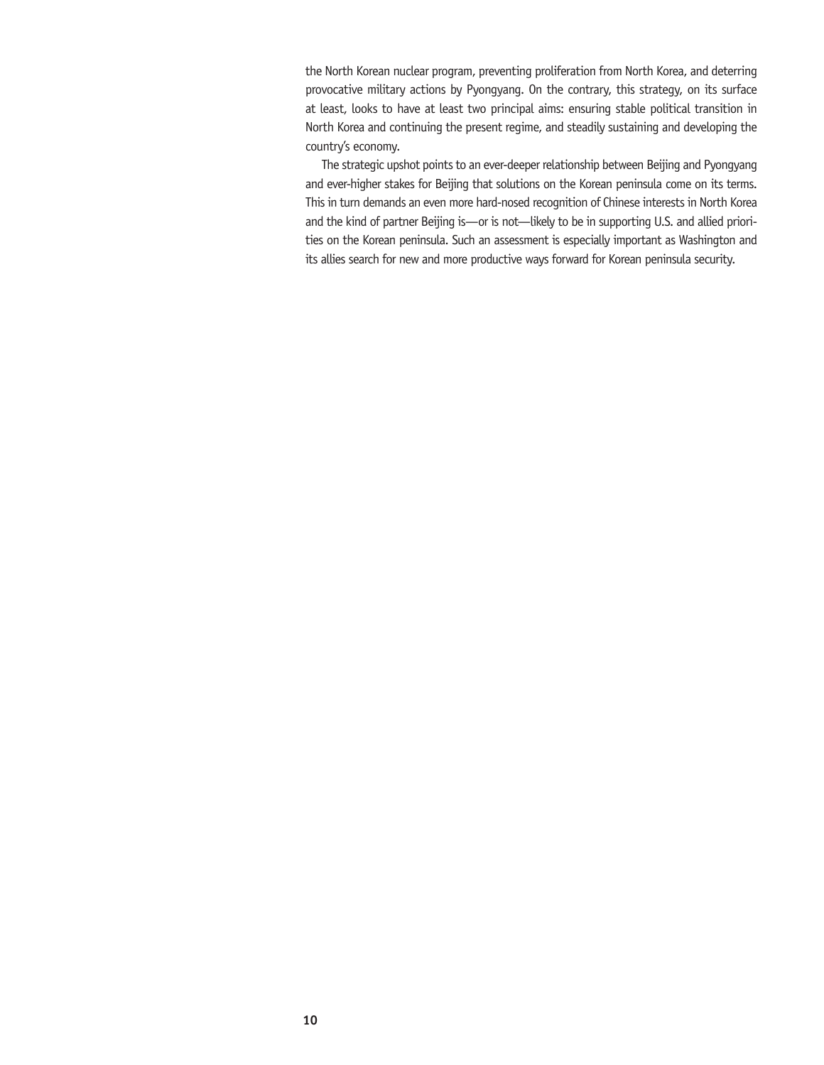the North Korean nuclear program, preventing proliferation from North Korea, and deterring provocative military actions by Pyongyang. On the contrary, this strategy, on its surface at least, looks to have at least two principal aims: ensuring stable political transition in North Korea and continuing the present regime, and steadily sustaining and developing the country's economy.

The strategic upshot points to an ever-deeper relationship between Beijing and Pyongyang and ever-higher stakes for Beijing that solutions on the Korean peninsula come on its terms. This in turn demands an even more hard-nosed recognition of Chinese interests in North Korea and the kind of partner Beijing is—or is not—likely to be in supporting U.S. and allied priorities on the Korean peninsula. Such an assessment is especially important as Washington and its allies search for new and more productive ways forward for Korean peninsula security.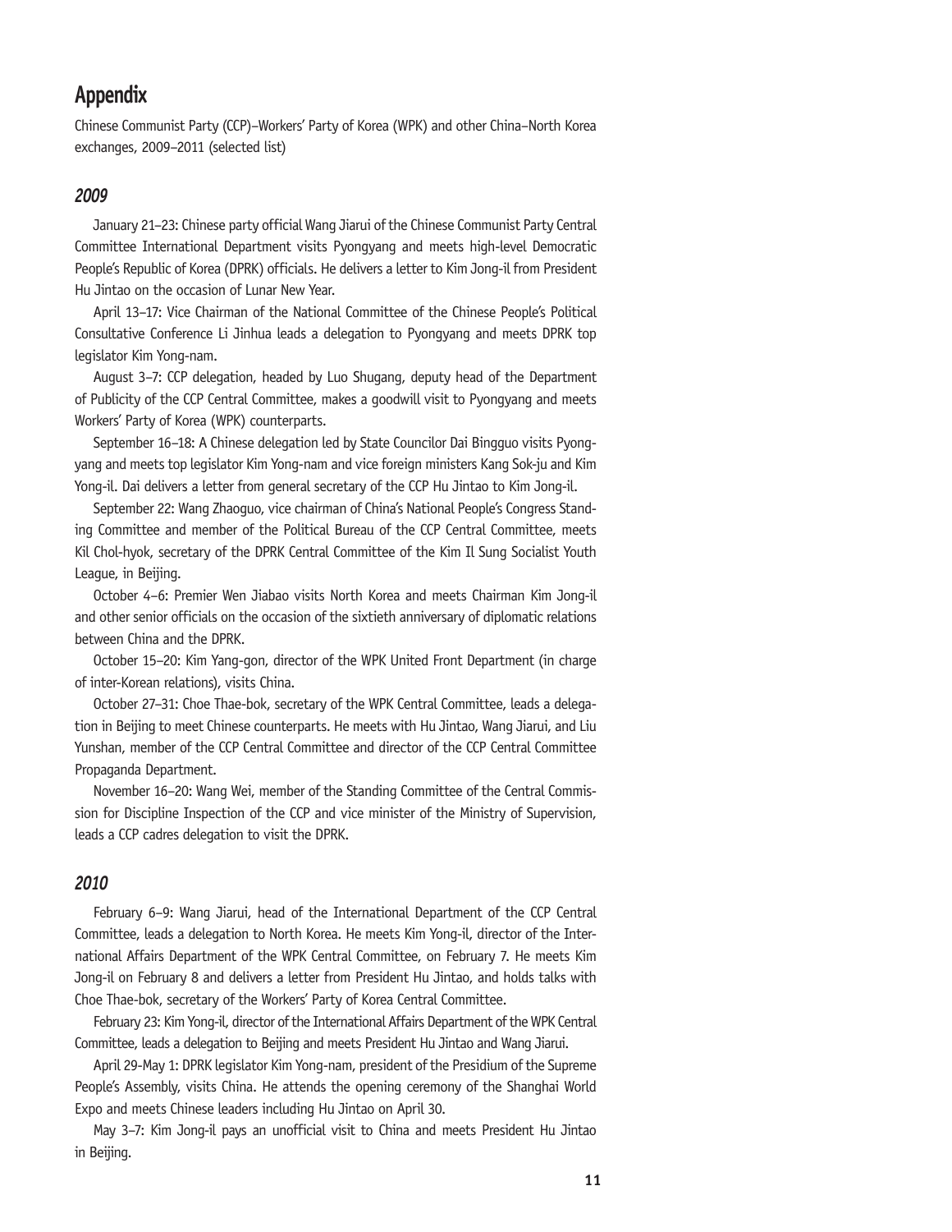## Appendix

Chinese Communist Party (CCP)–Workers' Party of Korea (WPK) and other China–North Korea exchanges, 2009–2011 (selected list)

### *2009*

January 21–23: Chinese party official Wang Jiarui of the Chinese Communist Party Central Committee International Department visits Pyongyang and meets high-level Democratic People's Republic of Korea (DPRK) officials. He delivers a letter to Kim Jong-il from President Hu Jintao on the occasion of Lunar New Year.

April 13–17: Vice Chairman of the National Committee of the Chinese People's Political Consultative Conference Li Jinhua leads a delegation to Pyongyang and meets DPRK top legislator Kim Yong-nam.

August 3–7: CCP delegation, headed by Luo Shugang, deputy head of the Department of Publicity of the CCP Central Committee, makes a goodwill visit to Pyongyang and meets Workers' Party of Korea (WPK) counterparts.

September 16–18: A Chinese delegation led by State Councilor Dai Bingguo visits Pyongyang and meets top legislator Kim Yong-nam and vice foreign ministers Kang Sok-ju and Kim Yong-il. Dai delivers a letter from general secretary of the CCP Hu Jintao to Kim Jong-il.

September 22: Wang Zhaoguo, vice chairman of China's National People's Congress Standing Committee and member of the Political Bureau of the CCP Central Committee, meets Kil Chol-hyok, secretary of the DPRK Central Committee of the Kim Il Sung Socialist Youth League, in Beijing.

October 4–6: Premier Wen Jiabao visits North Korea and meets Chairman Kim Jong-il and other senior officials on the occasion of the sixtieth anniversary of diplomatic relations between China and the DPRK.

October 15–20: Kim Yang-gon, director of the WPK United Front Department (in charge of inter-Korean relations), visits China.

October 27–31: Choe Thae-bok, secretary of the WPK Central Committee, leads a delegation in Beijing to meet Chinese counterparts. He meets with Hu Jintao, Wang Jiarui, and Liu Yunshan, member of the CCP Central Committee and director of the CCP Central Committee Propaganda Department.

November 16–20: Wang Wei, member of the Standing Committee of the Central Commission for Discipline Inspection of the CCP and vice minister of the Ministry of Supervision, leads a CCP cadres delegation to visit the DPRK.

### *2010*

February 6–9: Wang Jiarui, head of the International Department of the CCP Central Committee, leads a delegation to North Korea. He meets Kim Yong-il, director of the International Affairs Department of the WPK Central Committee, on February 7. He meets Kim Jong-il on February 8 and delivers a letter from President Hu Jintao, and holds talks with Choe Thae-bok, secretary of the Workers' Party of Korea Central Committee.

February 23: Kim Yong-il, director of the International Affairs Department of the WPK Central Committee, leads a delegation to Beijing and meets President Hu Jintao and Wang Jiarui.

April 29-May 1: DPRK legislator Kim Yong-nam, president of the Presidium of the Supreme People's Assembly, visits China. He attends the opening ceremony of the Shanghai World Expo and meets Chinese leaders including Hu Jintao on April 30.

May 3–7: Kim Jong-il pays an unofficial visit to China and meets President Hu Jintao in Beijing.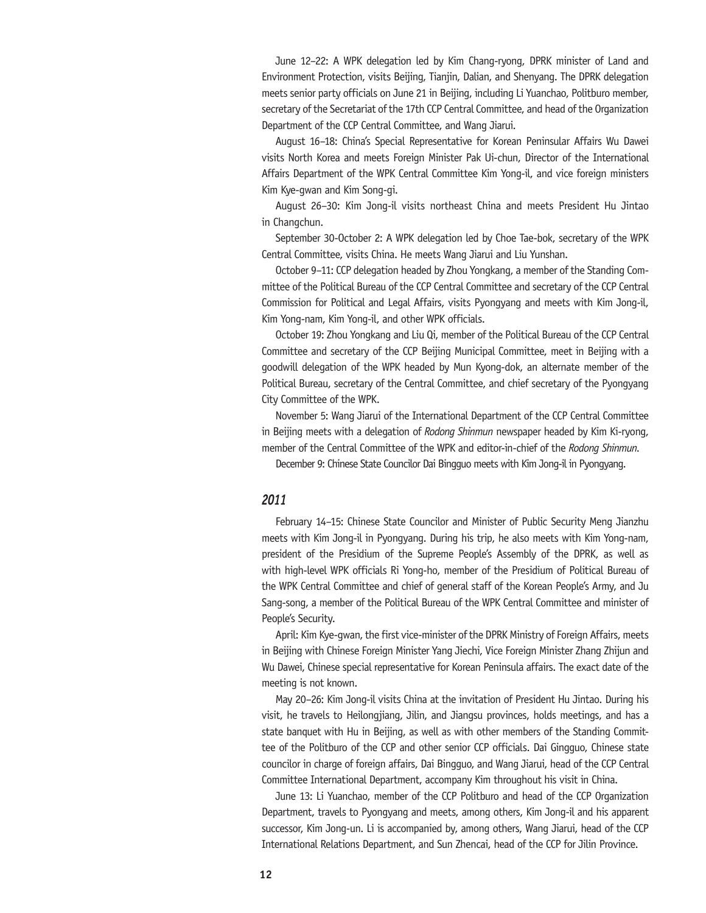June 12–22: A WPK delegation led by Kim Chang-ryong, DPRK minister of Land and Environment Protection, visits Beijing, Tianjin, Dalian, and Shenyang. The DPRK delegation meets senior party officials on June 21 in Beijing, including Li Yuanchao, Politburo member, secretary of the Secretariat of the 17th CCP Central Committee, and head of the Organization Department of the CCP Central Committee, and Wang Jiarui.

August 16–18: China's Special Representative for Korean Peninsular Affairs Wu Dawei visits North Korea and meets Foreign Minister Pak Ui-chun, Director of the International Affairs Department of the WPK Central Committee Kim Yong-il, and vice foreign ministers Kim Kye-gwan and Kim Song-gi.

August 26–30: Kim Jong-il visits northeast China and meets President Hu Jintao in Changchun.

September 30-October 2: A WPK delegation led by Choe Tae-bok, secretary of the WPK Central Committee, visits China. He meets Wang Jiarui and Liu Yunshan.

October 9–11: CCP delegation headed by Zhou Yongkang, a member of the Standing Committee of the Political Bureau of the CCP Central Committee and secretary of the CCP Central Commission for Political and Legal Affairs, visits Pyongyang and meets with Kim Jong-il, Kim Yong-nam, Kim Yong-il, and other WPK officials.

October 19: Zhou Yongkang and Liu Qi, member of the Political Bureau of the CCP Central Committee and secretary of the CCP Beijing Municipal Committee, meet in Beijing with a goodwill delegation of the WPK headed by Mun Kyong-dok, an alternate member of the Political Bureau, secretary of the Central Committee, and chief secretary of the Pyongyang City Committee of the WPK.

November 5: Wang Jiarui of the International Department of the CCP Central Committee in Beijing meets with a delegation of *Rodong Shinmun* newspaper headed by Kim Ki-ryong, member of the Central Committee of the WPK and editor-in-chief of the *Rodong Shinmun*.

December 9: Chinese State Councilor Dai Bingguo meets with Kim Jong-il in Pyongyang.

### *2011*

February 14–15: Chinese State Councilor and Minister of Public Security Meng Jianzhu meets with Kim Jong-il in Pyongyang. During his trip, he also meets with Kim Yong-nam, president of the Presidium of the Supreme People's Assembly of the DPRK, as well as with high-level WPK officials Ri Yong-ho, member of the Presidium of Political Bureau of the WPK Central Committee and chief of general staff of the Korean People's Army, and Ju Sang-song, a member of the Political Bureau of the WPK Central Committee and minister of People's Security.

April: Kim Kye-gwan, the first vice-minister of the DPRK Ministry of Foreign Affairs, meets in Beijing with Chinese Foreign Minister Yang Jiechi, Vice Foreign Minister Zhang Zhijun and Wu Dawei, Chinese special representative for Korean Peninsula affairs. The exact date of the meeting is not known.

May 20–26: Kim Jong-il visits China at the invitation of President Hu Jintao. During his visit, he travels to Heilongjiang, Jilin, and Jiangsu provinces, holds meetings, and has a state banquet with Hu in Beijing, as well as with other members of the Standing Committee of the Politburo of the CCP and other senior CCP officials. Dai Gingguo, Chinese state councilor in charge of foreign affairs, Dai Bingguo, and Wang Jiarui, head of the CCP Central Committee International Department, accompany Kim throughout his visit in China.

June 13: Li Yuanchao, member of the CCP Politburo and head of the CCP Organization Department, travels to Pyongyang and meets, among others, Kim Jong-il and his apparent successor, Kim Jong-un. Li is accompanied by, among others, Wang Jiarui, head of the CCP International Relations Department, and Sun Zhencai, head of the CCP for Jilin Province.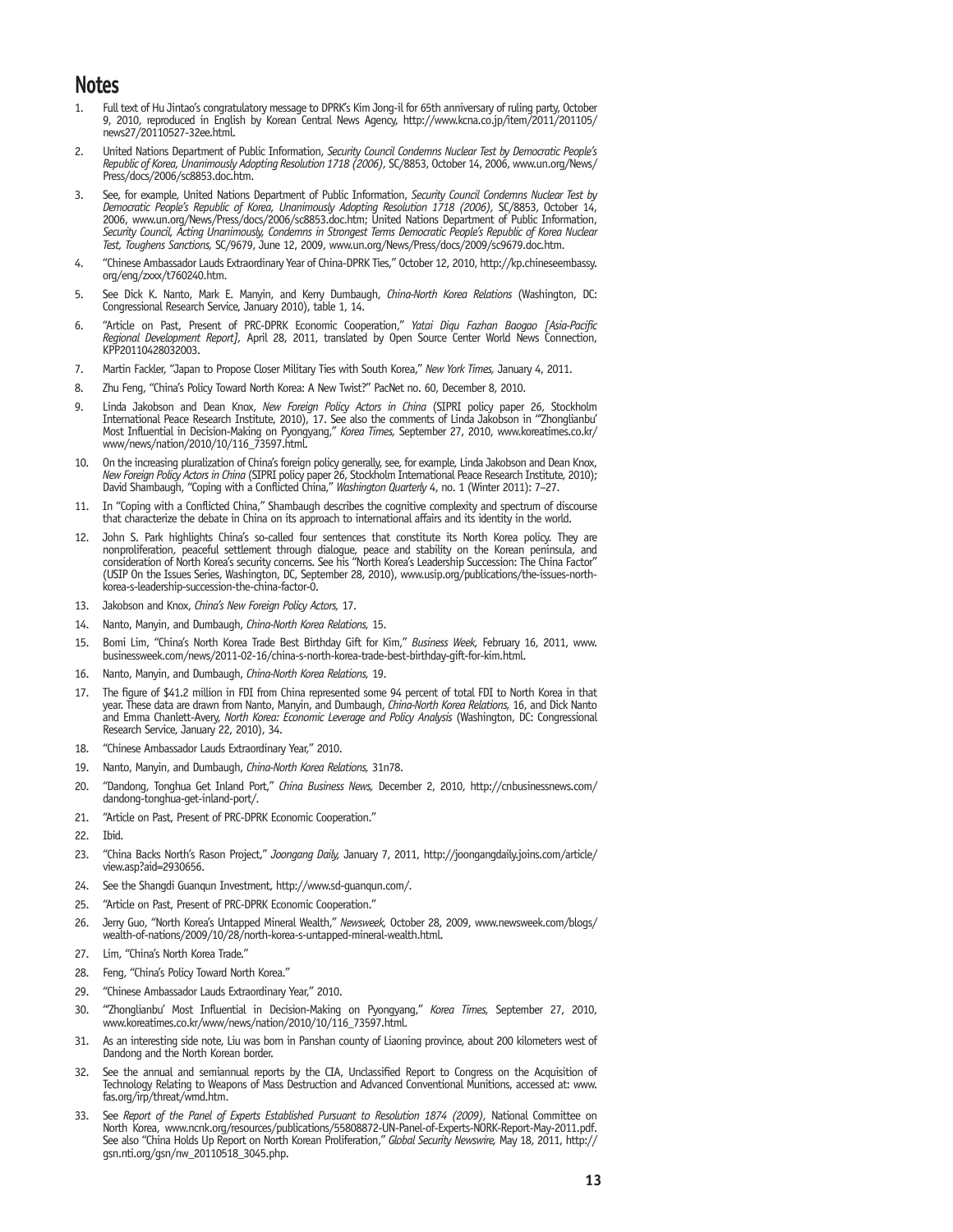## Notes

1. Full text of Hu Jintao's congratulatory message to DPRK's Kim Jong-il for 65th anniversary of ruling party, October 9, 2010, reproduced in English by Korean Central News Agency, http://www.kcna.co.jp/item/2011/201105/news27/20110527-32ee.html.
2. United Nations Department of Public Information, *Security Council Condemns Nuclear Test by Democratic People's Republic of Korea, Unanimously Adopting Resolution 1718 (2006)*, SC/8853, October 14, 2006, www.un.org/News/Press/docs/2006/sc8853.doc.htm.
3. See, for example, United Nations Department of Public Information, *Security Council Condemns Nuclear Test by Democratic People's Republic of Korea, Unanimously Adopting Resolution 1718 (2006)*, SC/8853, October 14, 2006, www.un.org/News/Press/docs/2006/sc8853.doc.htm; United Nations Department of Public Information, *Security Council, Acting Unanimously, Condemns in Strongest Terms Democratic People's Republic of Korea Nuclear Test, Toughens Sanctions,* SC/9679, June 12, 2009, www.un.org/News/Press/docs/2009/sc9679.doc.htm.
4. "Chinese Ambassador Lauds Extraordinary Year of China-DPRK Ties," October 12, 2010, http://kp.chineseembassy.org/eng/zxxx/t760240.htm.
5. See Dick K. Nanto, Mark E. Manyin, and Kerry Dumbaugh, *China-North Korea Relations* (Washington, DC: Congressional Research Service, January 2010), table 1, 14.
6. "Article on Past, Present of PRC-DPRK Economic Cooperation," *Yatai Diqu Fazhan Baogao [Asia-Pacific Regional Development Report]*, April 28, 2011, translated by Open Source Center World News Connection, KPP20110428032003.
7. Martin Fackler, "Japan to Propose Closer Military Ties with South Korea," *New York Times,* January 4, 2011.
8. Zhu Feng, "China's Policy Toward North Korea: A New Twist?" PacNet no. 60, December 8, 2010.
9. Linda Jakobson and Dean Knox, *New Foreign Policy Actors in China* (SIPRI policy paper 26, Stockholm International Peace Research Institute, 2010), 17. See also the comments of Linda Jakobson in "'Zhonglianbu' Most Influential in Decision-Making on Pyongyang," *Korea Times,* September 27, 2010, www.koreatimes.co.kr/www/news/nation/2010/10/116_73597.html.
10. On the increasing pluralization of China's foreign policy generally, see, for example, Linda Jakobson and Dean Knox, *New Foreign Policy Actors in China* (SIPRI policy paper 26, Stockholm International Peace Research Institute, 2010); David Shambaugh, "Coping with a Conflicted China," *Washington Quarterly* 4, no. 1 (Winter 2011): 7–27.
11. In "Coping with a Conflicted China," Shambaugh describes the cognitive complexity and spectrum of discourse that characterize the debate in China on its approach to international affairs and its identity in the world.
12. John S. Park highlights China's so-called four sentences that constitute its North Korea policy. They are nonproliferation, peaceful settlement through dialogue, peace and stability on the Korean peninsula, and consideration of North Korea's security concerns. See his "North Korea's Leadership Succession: The China Factor" (USIP On the Issues Series, Washington, DC, September 28, 2010), www.usip.org/publications/the-issues-north-korea-s-leadership-succession-the-china-factor-0.
13. Jakobson and Knox, *China's New Foreign Policy Actors,* 17.
14. Nanto, Manyin, and Dumbaugh, *China-North Korea Relations,* 15.
15. Bomi Lim, "China's North Korea Trade Best Birthday Gift for Kim," *Business Week,* February 16, 2011, www.businessweek.com/news/2011-02-16/china-s-north-korea-trade-best-birthday-gift-for-kim.html.
16. Nanto, Manyin, and Dumbaugh, *China-North Korea Relations,* 19.
17. The figure of $41.2 million in FDI from China represented some 94 percent of total FDI to North Korea in that year. These data are drawn from Nanto, Manyin, and Dumbaugh, *China-North Korea Relations,* 16, and Dick Nanto and Emma Chanlett-Avery, *North Korea: Economic Leverage and Policy Analysis* (Washington, DC: Congressional Research Service, January 22, 2010), 34.
18. "Chinese Ambassador Lauds Extraordinary Year," 2010.
19. Nanto, Manyin, and Dumbaugh, *China-North Korea Relations,* 31n78.
20. "Dandong, Tonghua Get Inland Port," *China Business News,* December 2, 2010, http://cnbusinessnews.com/dandong-tonghua-get-inland-port/.
21. "Article on Past, Present of PRC-DPRK Economic Cooperation."
22. Ibid.
23. "China Backs North's Rason Project," *Joongang Daily,* January 7, 2011, http://joongangdaily.joins.com/article/view.asp?aid=2930656.
24. See the Shangdi Guanqun Investment, http://www.sd-guanqun.com/.
25. "Article on Past, Present of PRC-DPRK Economic Cooperation."
26. Jerry Guo, "North Korea's Untapped Mineral Wealth," *Newsweek,* October 28, 2009, www.newsweek.com/blogs/wealth-of-nations/2009/10/28/north-korea-s-untapped-mineral-wealth.html.
27. Lim, "China's North Korea Trade."
28. Feng, "China's Policy Toward North Korea."
29. "Chinese Ambassador Lauds Extraordinary Year," 2010.
30. "'Zhonglianbu' Most Influential in Decision-Making on Pyongyang," *Korea Times,* September 27, 2010, www.koreatimes.co.kr/www/news/nation/2010/10/116_73597.html.
31. As an interesting side note, Liu was born in Panshan county of Liaoning province, about 200 kilometers west of Dandong and the North Korean border.
32. See the annual and semiannual reports by the CIA, Unclassified Report to Congress on the Acquisition of Technology Relating to Weapons of Mass Destruction and Advanced Conventional Munitions, accessed at: www.fas.org/irp/threat/wmd.htm.
33. See *Report of the Panel of Experts Established Pursuant to Resolution 1874 (2009),* National Committee on North Korea, www.ncnk.org/resources/publications/55808872-UN-Panel-of-Experts-NORK-Report-May-2011.pdf. See also "China Holds Up Report on North Korean Proliferation," *Global Security Newswire,* May 18, 2011, http://gsn.nti.org/gsn/nw_20110518_3045.php.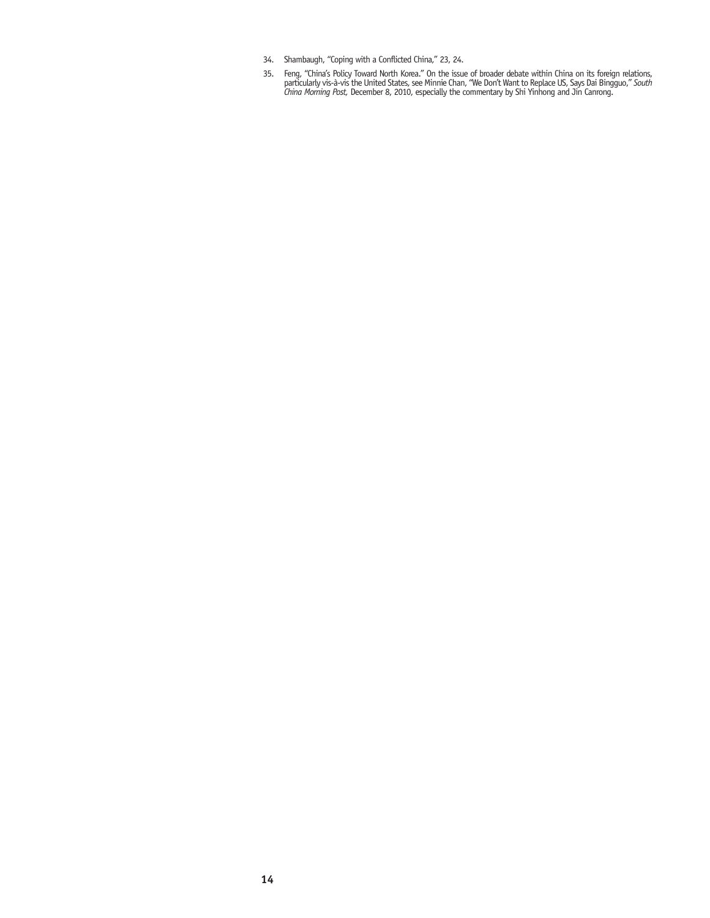34. Shambaugh, "Coping with a Conflicted China," 23, 24.

35. Feng, "China's Policy Toward North Korea." On the issue of broader debate within China on its foreign relations, particularly vis-à-vis the United States, see Minnie Chan, "We Don't Want to Replace US, Says Dai Bingguo," *South China Morning Post,* December 8, 2010, especially the commentary by Shi Yinhong and Jin Canrong.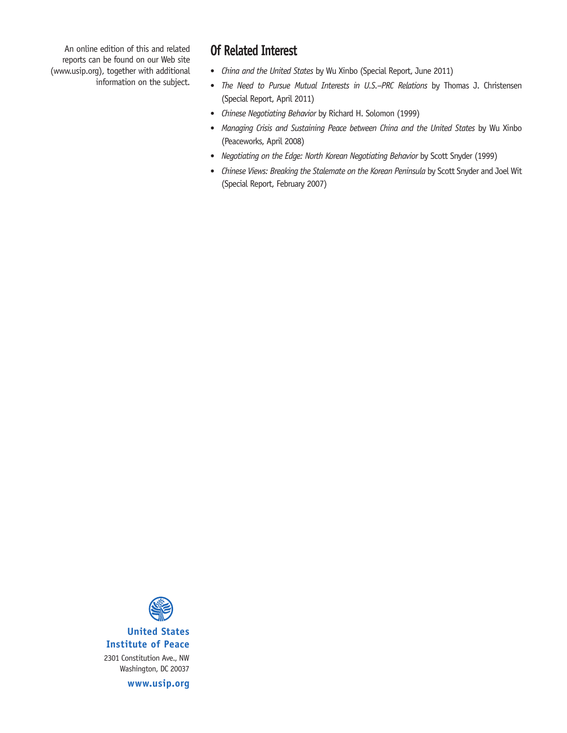An online edition of this and related reports can be found on our Web site (www.usip.org), together with additional information on the subject.

## Of Related Interest

- *China and the United States* by Wu Xinbo (Special Report, June 2011)
- *The Need to Pursue Mutual Interests in U.S.–PRC Relations* by Thomas J. Christensen (Special Report, April 2011)
- *Chinese Negotiating Behavior* by Richard H. Solomon (1999)
- *Managing Crisis and Sustaining Peace between China and the United States* by Wu Xinbo (Peaceworks, April 2008)
- *Negotiating on the Edge: North Korean Negotiating Behavior* by Scott Snyder (1999)
- *Chinese Views: Breaking the Stalemate on the Korean Peninsula* by Scott Snyder and Joel Wit (Special Report, February 2007)

**United States Institute of Peace**

2301 Constitution Ave., NW
Washington, DC 20037

**www.usip.org**